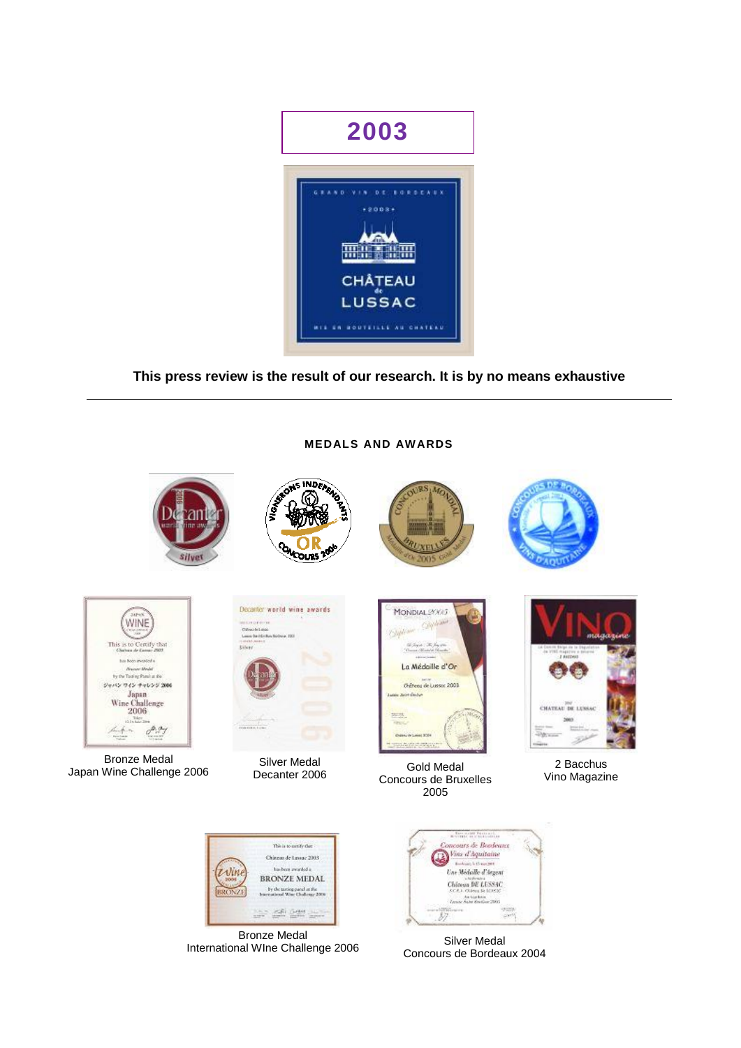# 2003

**This press review is the result of our research. It is by no means exhaustive**

---

**MEDALS AND AWARDS**

Bronze Medal
Japan Wine Challenge 2006

Silver Medal
Decanter 2006

Gold Medal
Concours de Bruxelles
2005

2 Bacchus
Vino Magazine

Bronze Medal
International WIne Challenge 2006

Silver Medal
Concours de Bordeaux 2004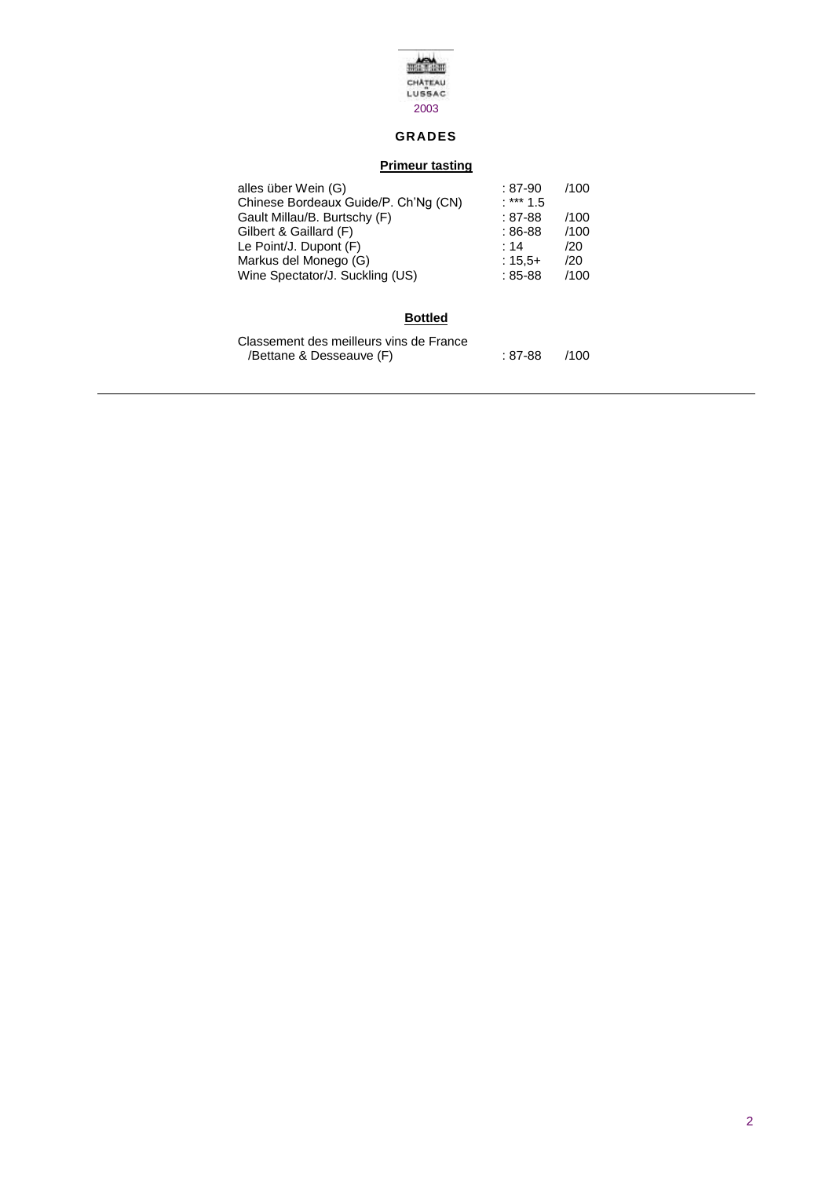CHÂTEAU LUSSAC

2003

## GRADES

### Primeur tasting

| | | |
|---|---|---|
| alles über Wein (G) | : 87-90 | /100 |
| Chinese Bordeaux Guide/P. Ch'Ng (CN) | : *** 1.5 | |
| Gault Millau/B. Burtschy (F) | : 87-88 | /100 |
| Gilbert & Gaillard (F) | : 86-88 | /100 |
| Le Point/J. Dupont (F) | : 14 | /20 |
| Markus del Monego (G) | : 15,5+ | /20 |
| Wine Spectator/J. Suckling (US) | : 85-88 | /100 |

### Bottled

| | | |
|---|---|---|
| Classement des meilleurs vins de France /Bettane & Desseauve (F) | : 87-88 | /100 |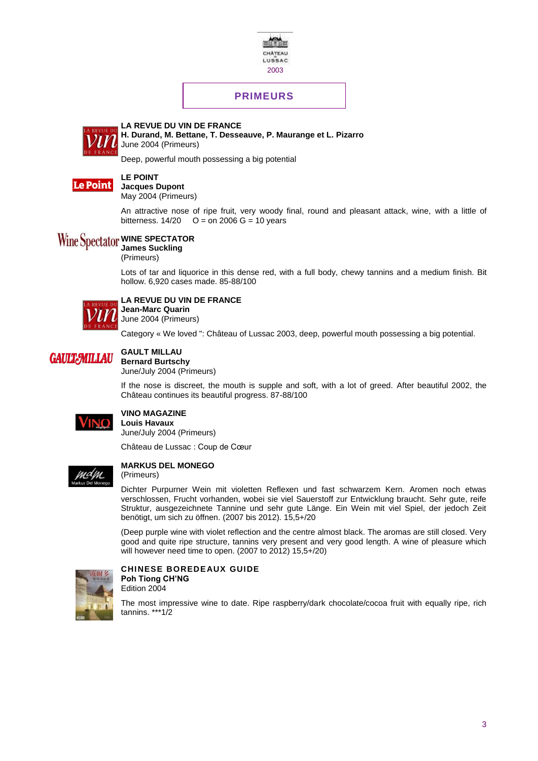CHÂTEAU LUSSAC

2003

## PRIMEURS

**LA REVUE DU VIN DE FRANCE**
**H. Durand, M. Bettane, T. Desseauve, P. Maurange et L. Pizarro**
June 2004 (Primeurs)

Deep, powerful mouth possessing a big potential

**LE POINT**
**Jacques Dupont**
May 2004 (Primeurs)

An attractive nose of ripe fruit, very woody final, round and pleasant attack, wine, with a little of bitterness. 14/20    O = on 2006 G = 10 years

**WINE SPECTATOR**
**James Suckling**
(Primeurs)

Lots of tar and liquorice in this dense red, with a full body, chewy tannins and a medium finish. Bit hollow. 6,920 cases made. 85-88/100

**LA REVUE DU VIN DE FRANCE**
**Jean-Marc Quarin**
June 2004 (Primeurs)

Category « We loved ": Château of Lussac 2003, deep, powerful mouth possessing a big potential.

**GAULT MILLAU**
**Bernard Burtschy**
June/July 2004 (Primeurs)

If the nose is discreet, the mouth is supple and soft, with a lot of greed. After beautiful 2002, the Château continues its beautiful progress. 87-88/100

**VINO MAGAZINE**
**Louis Havaux**
June/July 2004 (Primeurs)

Château de Lussac : Coup de Cœur

**MARKUS DEL MONEGO**
(Primeurs)

Dichter Purpurner Wein mit violetten Reflexen und fast schwarzem Kern. Aromen noch etwas verschlossen, Frucht vorhanden, wobei sie viel Sauerstoff zur Entwicklung braucht. Sehr gute, reife Struktur, ausgezeichnete Tannine und sehr gute Länge. Ein Wein mit viel Spiel, der jedoch Zeit benötigt, um sich zu öffnen. (2007 bis 2012). 15,5+/20

(Deep purple wine with violet reflection and the centre almost black. The aromas are still closed. Very good and quite ripe structure, tannins very present and very good length. A wine of pleasure which will however need time to open. (2007 to 2012) 15,5+/20)

**CHINESE BOREDEAUX GUIDE**
**Poh Tiong CH'NG**
Edition 2004

The most impressive wine to date. Ripe raspberry/dark chocolate/cocoa fruit with equally ripe, rich tannins. ***1/2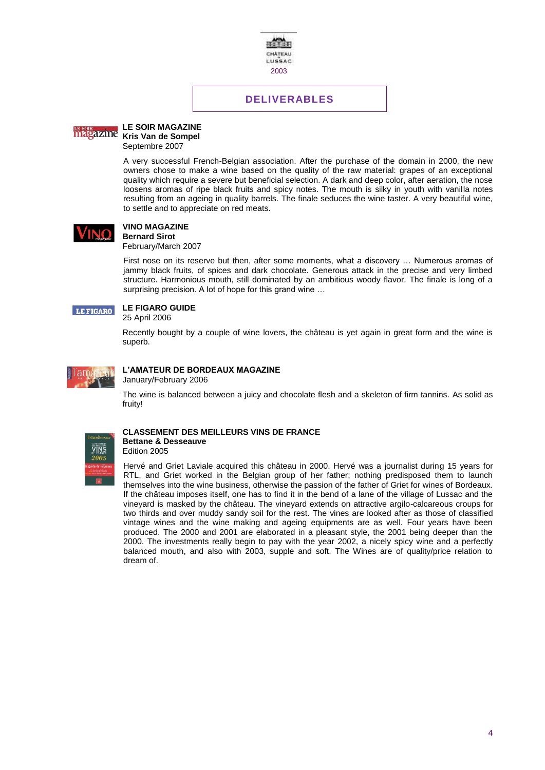CHÂTEAU LUSSAC
2003

## DELIVERABLES

**LE SOIR MAGAZINE**
**Kris Van de Sompel**
Septembre 2007

A very successful French-Belgian association. After the purchase of the domain in 2000, the new owners chose to make a wine based on the quality of the raw material: grapes of an exceptional quality which require a severe but beneficial selection. A dark and deep color, after aeration, the nose loosens aromas of ripe black fruits and spicy notes. The mouth is silky in youth with vanilla notes resulting from an ageing in quality barrels. The finale seduces the wine taster. A very beautiful wine, to settle and to appreciate on red meats.

**VINO MAGAZINE**
**Bernard Sirot**
February/March 2007

First nose on its reserve but then, after some moments, what a discovery … Numerous aromas of jammy black fruits, of spices and dark chocolate. Generous attack in the precise and very limbed structure. Harmonious mouth, still dominated by an ambitious woody flavor. The finale is long of a surprising precision. A lot of hope for this grand wine …

**LE FIGARO GUIDE**
25 April 2006

Recently bought by a couple of wine lovers, the château is yet again in great form and the wine is superb.

**L'AMATEUR DE BORDEAUX MAGAZINE**
January/February 2006

The wine is balanced between a juicy and chocolate flesh and a skeleton of firm tannins. As solid as fruity!

**CLASSEMENT DES MEILLEURS VINS DE FRANCE**
**Bettane & Desseauve**
Edition 2005

Hervé and Griet Laviale acquired this château in 2000. Hervé was a journalist during 15 years for RTL, and Griet worked in the Belgian group of her father; nothing predisposed them to launch themselves into the wine business, otherwise the passion of the father of Griet for wines of Bordeaux. If the château imposes itself, one has to find it in the bend of a lane of the village of Lussac and the vineyard is masked by the château. The vineyard extends on attractive argilo-calcareous croups for two thirds and over muddy sandy soil for the rest. The vines are looked after as those of classified vintage wines and the wine making and ageing equipments are as well. Four years have been produced. The 2000 and 2001 are elaborated in a pleasant style, the 2001 being deeper than the 2000. The investments really begin to pay with the year 2002, a nicely spicy wine and a perfectly balanced mouth, and also with 2003, supple and soft. The Wines are of quality/price relation to dream of.